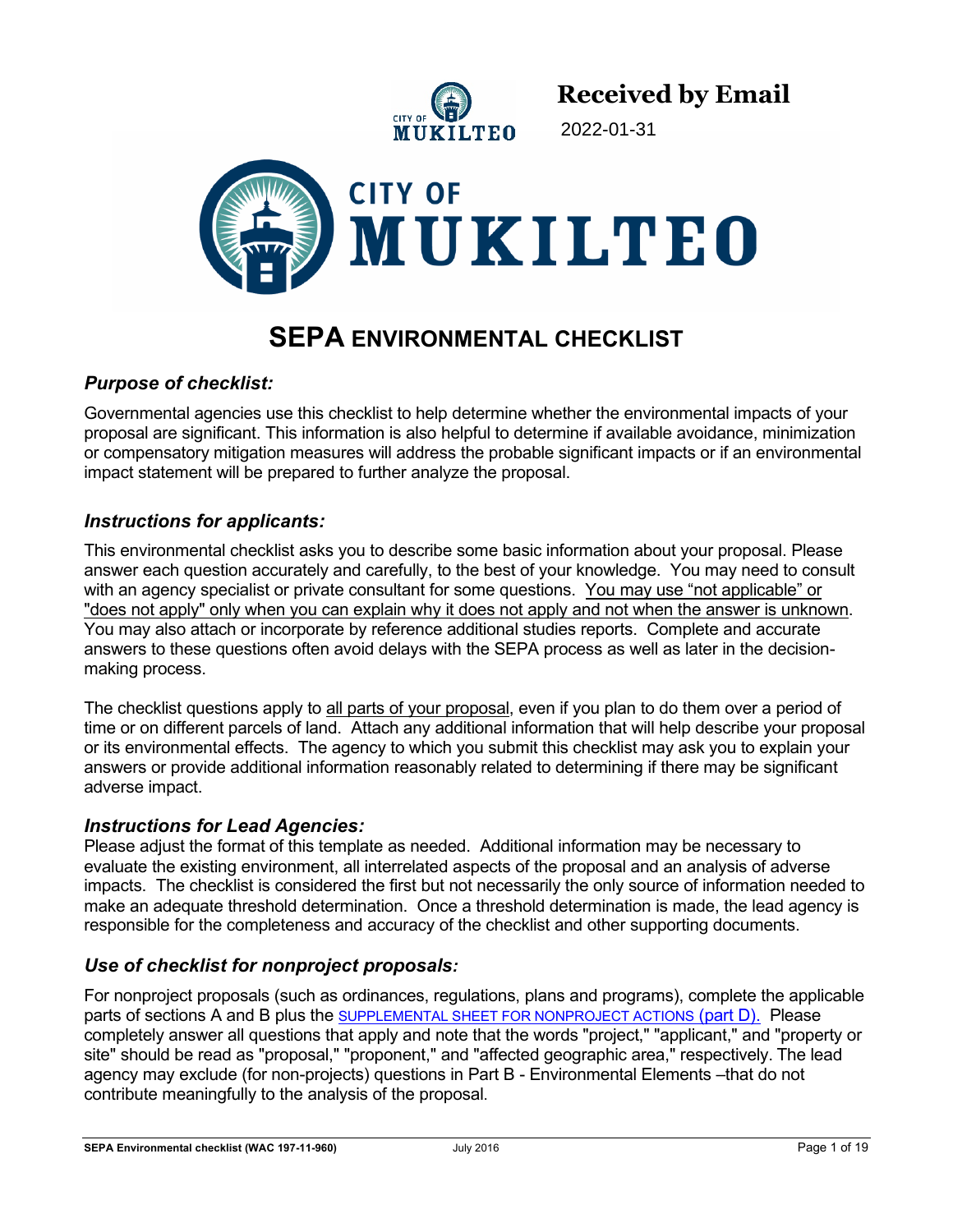**Received by Email**

2022-01-31

CITY OF MUKILTEO

# SEPA ENVIRONMENTAL CHECKLIST

### *Purpose of checklist:*

Governmental agencies use this checklist to help determine whether the environmental impacts of your proposal are significant. This information is also helpful to determine if available avoidance, minimization or compensatory mitigation measures will address the probable significant impacts or if an environmental impact statement will be prepared to further analyze the proposal.

### *Instructions for applicants:*

This environmental checklist asks you to describe some basic information about your proposal. Please answer each question accurately and carefully, to the best of your knowledge. You may need to consult with an agency specialist or private consultant for some questions. You may use "not applicable" or "does not apply" only when you can explain why it does not apply and not when the answer is unknown. You may also attach or incorporate by reference additional studies reports. Complete and accurate answers to these questions often avoid delays with the SEPA process as well as later in the decision-making process.

The checklist questions apply to all parts of your proposal, even if you plan to do them over a period of time or on different parcels of land. Attach any additional information that will help describe your proposal or its environmental effects. The agency to which you submit this checklist may ask you to explain your answers or provide additional information reasonably related to determining if there may be significant adverse impact.

### *Instructions for Lead Agencies:*

Please adjust the format of this template as needed. Additional information may be necessary to evaluate the existing environment, all interrelated aspects of the proposal and an analysis of adverse impacts. The checklist is considered the first but not necessarily the only source of information needed to make an adequate threshold determination. Once a threshold determination is made, the lead agency is responsible for the completeness and accuracy of the checklist and other supporting documents.

### *Use of checklist for nonproject proposals:*

For nonproject proposals (such as ordinances, regulations, plans and programs), complete the applicable parts of sections A and B plus the SUPPLEMENTAL SHEET FOR NONPROJECT ACTIONS (part D). Please completely answer all questions that apply and note that the words "project," "applicant," and "property or site" should be read as "proposal," "proponent," and "affected geographic area," respectively. The lead agency may exclude (for non-projects) questions in Part B - Environmental Elements –that do not contribute meaningfully to the analysis of the proposal.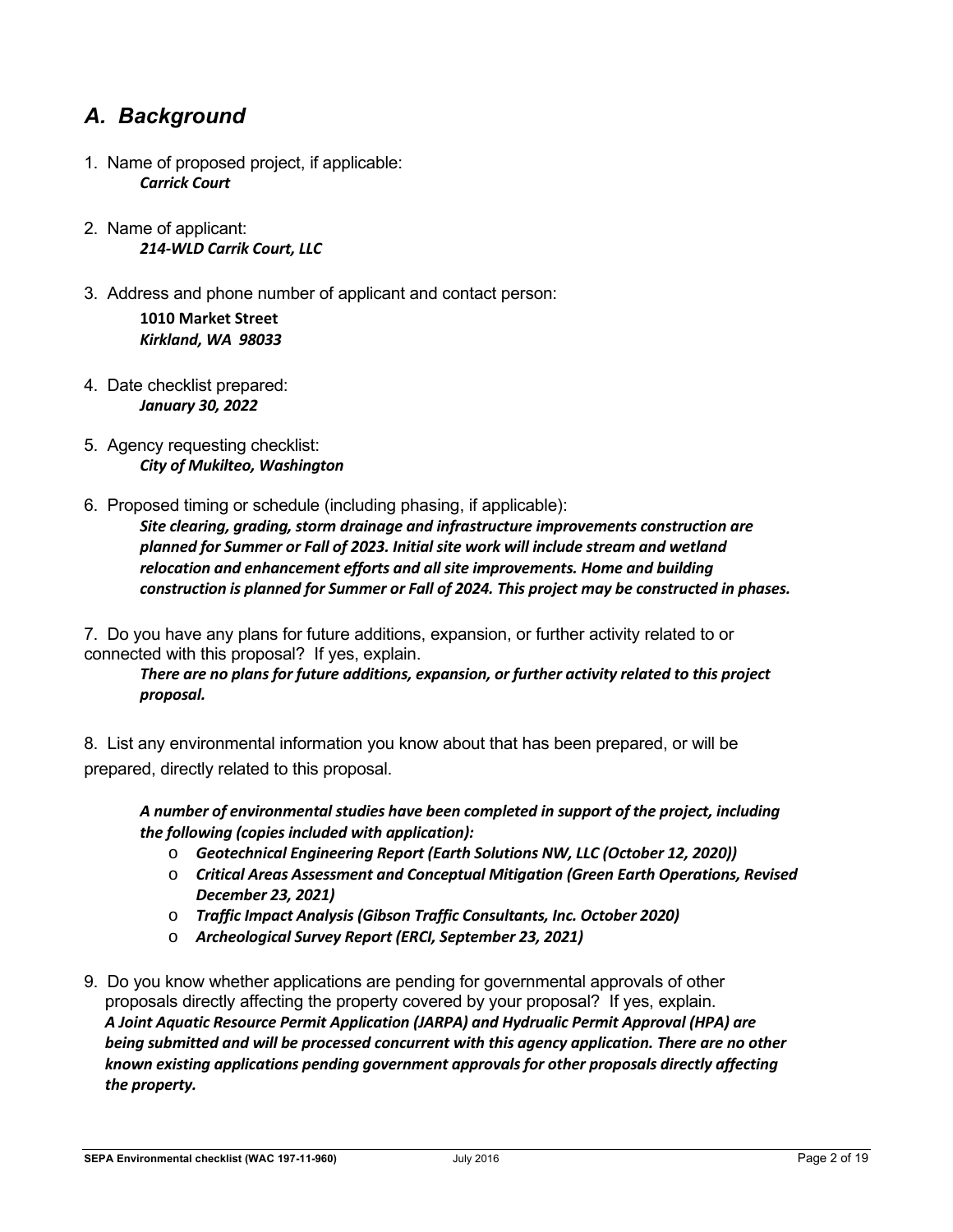## *A. Background*

1. Name of proposed project, if applicable:
   ***Carrick Court***

2. Name of applicant:
   ***214-WLD Carrik Court, LLC***

3. Address and phone number of applicant and contact person:
   **1010 Market Street**
   ***Kirkland, WA 98033***

4. Date checklist prepared:
   ***January 30, 2022***

5. Agency requesting checklist:
   ***City of Mukilteo, Washington***

6. Proposed timing or schedule (including phasing, if applicable):
   ***Site clearing, grading, storm drainage and infrastructure improvements construction are planned for Summer or Fall of 2023. Initial site work will include stream and wetland relocation and enhancement efforts and all site improvements. Home and building construction is planned for Summer or Fall of 2024. This project may be constructed in phases.***

7. Do you have any plans for future additions, expansion, or further activity related to or connected with this proposal? If yes, explain.
   ***There are no plans for future additions, expansion, or further activity related to this project proposal.***

8. List any environmental information you know about that has been prepared, or will be prepared, directly related to this proposal.

   ***A number of environmental studies have been completed in support of the project, including the following (copies included with application):***
   - ***Geotechnical Engineering Report (Earth Solutions NW, LLC (October 12, 2020))***
   - ***Critical Areas Assessment and Conceptual Mitigation (Green Earth Operations, Revised December 23, 2021)***
   - ***Traffic Impact Analysis (Gibson Traffic Consultants, Inc. October 2020)***
   - ***Archeological Survey Report (ERCI, September 23, 2021)***

9. Do you know whether applications are pending for governmental approvals of other proposals directly affecting the property covered by your proposal? If yes, explain.
   ***A Joint Aquatic Resource Permit Application (JARPA) and Hydrualic Permit Approval (HPA) are being submitted and will be processed concurrent with this agency application. There are no other known existing applications pending government approvals for other proposals directly affecting the property.***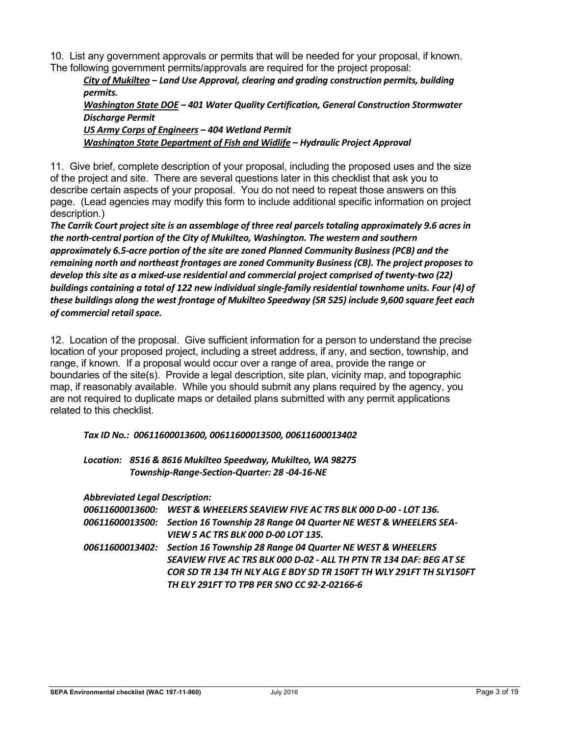10. List any government approvals or permits that will be needed for your proposal, if known. The following government permits/approvals are required for the project proposal:

***City of Mukilteo* – Land Use Approval, clearing and grading construction permits, building permits.**

***Washington State DOE* – 401 Water Quality Certification, General Construction Stormwater Discharge Permit**

***US Army Corps of Engineers* – 404 Wetland Permit**

***Washington State Department of Fish and Widlife* – Hydraulic Project Approval**

11. Give brief, complete description of your proposal, including the proposed uses and the size of the project and site. There are several questions later in this checklist that ask you to describe certain aspects of your proposal. You do not need to repeat those answers on this page. (Lead agencies may modify this form to include additional specific information on project description.)

***The Carrik Court project site is an assemblage of three real parcels totaling approximately 9.6 acres in the north-central portion of the City of Mukilteo, Washington. The western and southern approximately 6.5-acre portion of the site are zoned Planned Community Business (PCB) and the remaining north and northeast frontages are zoned Community Business (CB). The project proposes to develop this site as a mixed-use residential and commercial project comprised of twenty-two (22) buildings containing a total of 122 new individual single-family residential townhome units. Four (4) of these buildings along the west frontage of Mukilteo Speedway (SR 525) include 9,600 square feet each of commercial retail space.***

12. Location of the proposal. Give sufficient information for a person to understand the precise location of your proposed project, including a street address, if any, and section, township, and range, if known. If a proposal would occur over a range of area, provide the range or boundaries of the site(s). Provide a legal description, site plan, vicinity map, and topographic map, if reasonably available. While you should submit any plans required by the agency, you are not required to duplicate maps or detailed plans submitted with any permit applications related to this checklist.

***Tax ID No.: 00611600013600, 00611600013500, 00611600013402***

***Location: 8516 & 8616 Mukilteo Speedway, Mukilteo, WA 98275***
***Township-Range-Section-Quarter: 28 -04-16-NE***

***Abbreviated Legal Description:***

***00611600013600: WEST & WHEELERS SEAVIEW FIVE AC TRS BLK 000 D-00 - LOT 136.***

***00611600013500: Section 16 Township 28 Range 04 Quarter NE WEST & WHEELERS SEA-VIEW 5 AC TRS BLK 000 D-00 LOT 135.***

***00611600013402: Section 16 Township 28 Range 04 Quarter NE WEST & WHEELERS SEAVIEW FIVE AC TRS BLK 000 D-02 - ALL TH PTN TR 134 DAF: BEG AT SE COR SD TR 134 TH NLY ALG E BDY SD TR 150FT TH WLY 291FT TH SLY150FT TH ELY 291FT TO TPB PER SNO CC 92-2-02166-6***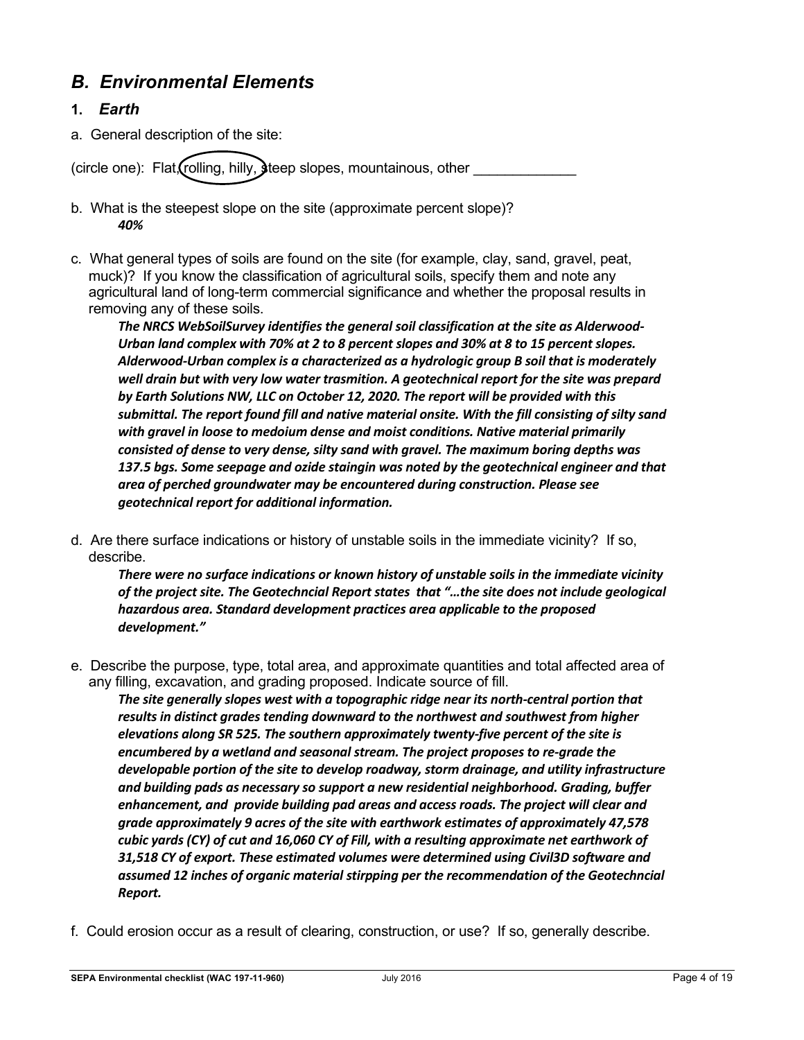## *B. Environmental Elements*

### 1. *Earth*

a. General description of the site:

(circle one): Flat, rolling, hilly, steep slopes, mountainous, other _____________

b. What is the steepest slope on the site (approximate percent slope)?

***40%***

c. What general types of soils are found on the site (for example, clay, sand, gravel, peat, muck)? If you know the classification of agricultural soils, specify them and note any agricultural land of long-term commercial significance and whether the proposal results in removing any of these soils.

***The NRCS WebSoilSurvey identifies the general soil classification at the site as Alderwood-Urban land complex with 70% at 2 to 8 percent slopes and 30% at 8 to 15 percent slopes. Alderwood-Urban complex is a characterized as a hydrologic group B soil that is moderately well drain but with very low water trasmition. A geotechnical report for the site was prepard by Earth Solutions NW, LLC on October 12, 2020. The report will be provided with this submittal. The report found fill and native material onsite. With the fill consisting of silty sand with gravel in loose to medoium dense and moist conditions. Native material primarily consisted of dense to very dense, silty sand with gravel. The maximum boring depths was 137.5 bgs. Some seepage and ozide staingin was noted by the geotechnical engineer and that area of perched groundwater may be encountered during construction. Please see geotechnical report for additional information.***

d. Are there surface indications or history of unstable soils in the immediate vicinity? If so, describe.

***There were no surface indications or known history of unstable soils in the immediate vicinity of the project site. The Geotechncial Report states that "…the site does not include geological hazardous area. Standard development practices area applicable to the proposed development."***

e. Describe the purpose, type, total area, and approximate quantities and total affected area of any filling, excavation, and grading proposed. Indicate source of fill.

***The site generally slopes west with a topographic ridge near its north-central portion that results in distinct grades tending downward to the northwest and southwest from higher elevations along SR 525. The southern approximately twenty-five percent of the site is encumbered by a wetland and seasonal stream. The project proposes to re-grade the developable portion of the site to develop roadway, storm drainage, and utility infrastructure and building pads as necessary so support a new residential neighborhood. Grading, buffer enhancement, and provide building pad areas and access roads. The project will clear and grade approximately 9 acres of the site with earthwork estimates of approximately 47,578 cubic yards (CY) of cut and 16,060 CY of Fill, with a resulting approximate net earthwork of 31,518 CY of export. These estimated volumes were determined using Civil3D software and assumed 12 inches of organic material stirpping per the recommendation of the Geotechncial Report.***

f. Could erosion occur as a result of clearing, construction, or use? If so, generally describe.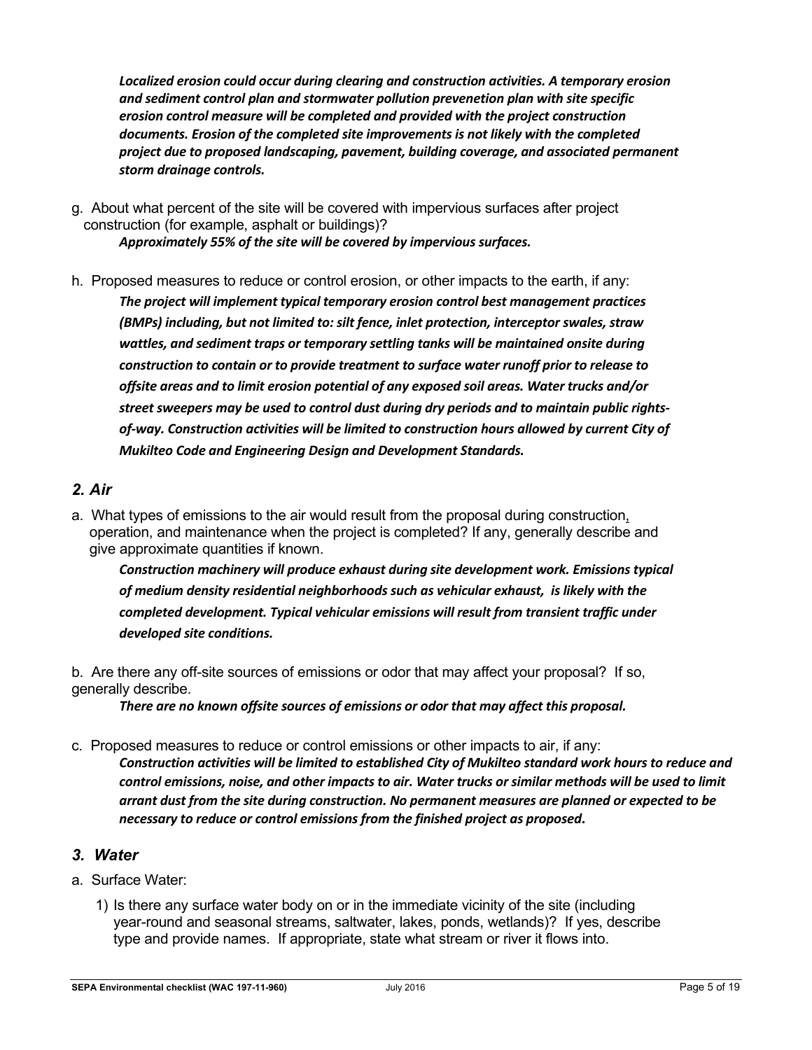*Localized erosion could occur during clearing and construction activities. A temporary erosion and sediment control plan and stormwater pollution prevenetion plan with site specific erosion control measure will be completed and provided with the project construction documents. Erosion of the completed site improvements is not likely with the completed project due to proposed landscaping, pavement, building coverage, and associated permanent storm drainage controls.*

g. About what percent of the site will be covered with impervious surfaces after project construction (for example, asphalt or buildings)?

*Approximately 55% of the site will be covered by impervious surfaces.*

h. Proposed measures to reduce or control erosion, or other impacts to the earth, if any:

*The project will implement typical temporary erosion control best management practices (BMPs) including, but not limited to: silt fence, inlet protection, interceptor swales, straw wattles, and sediment traps or temporary settling tanks will be maintained onsite during construction to contain or to provide treatment to surface water runoff prior to release to offsite areas and to limit erosion potential of any exposed soil areas. Water trucks and/or street sweepers may be used to control dust during dry periods and to maintain public rights-of-way. Construction activities will be limited to construction hours allowed by current City of Mukilteo Code and Engineering Design and Development Standards.*

## 2. Air

a. What types of emissions to the air would result from the proposal during construction, operation, and maintenance when the project is completed? If any, generally describe and give approximate quantities if known.

*Construction machinery will produce exhaust during site development work. Emissions typical of medium density residential neighborhoods such as vehicular exhaust, is likely with the completed development. Typical vehicular emissions will result from transient traffic under developed site conditions.*

b. Are there any off-site sources of emissions or odor that may affect your proposal? If so, generally describe.

*There are no known offsite sources of emissions or odor that may affect this proposal.*

c. Proposed measures to reduce or control emissions or other impacts to air, if any:

*Construction activities will be limited to established City of Mukilteo standard work hours to reduce and control emissions, noise, and other impacts to air. Water trucks or similar methods will be used to limit arrant dust from the site during construction. No permanent measures are planned or expected to be necessary to reduce or control emissions from the finished project as proposed.*

## 3. Water

a. Surface Water:

1) Is there any surface water body on or in the immediate vicinity of the site (including year-round and seasonal streams, saltwater, lakes, ponds, wetlands)? If yes, describe type and provide names. If appropriate, state what stream or river it flows into.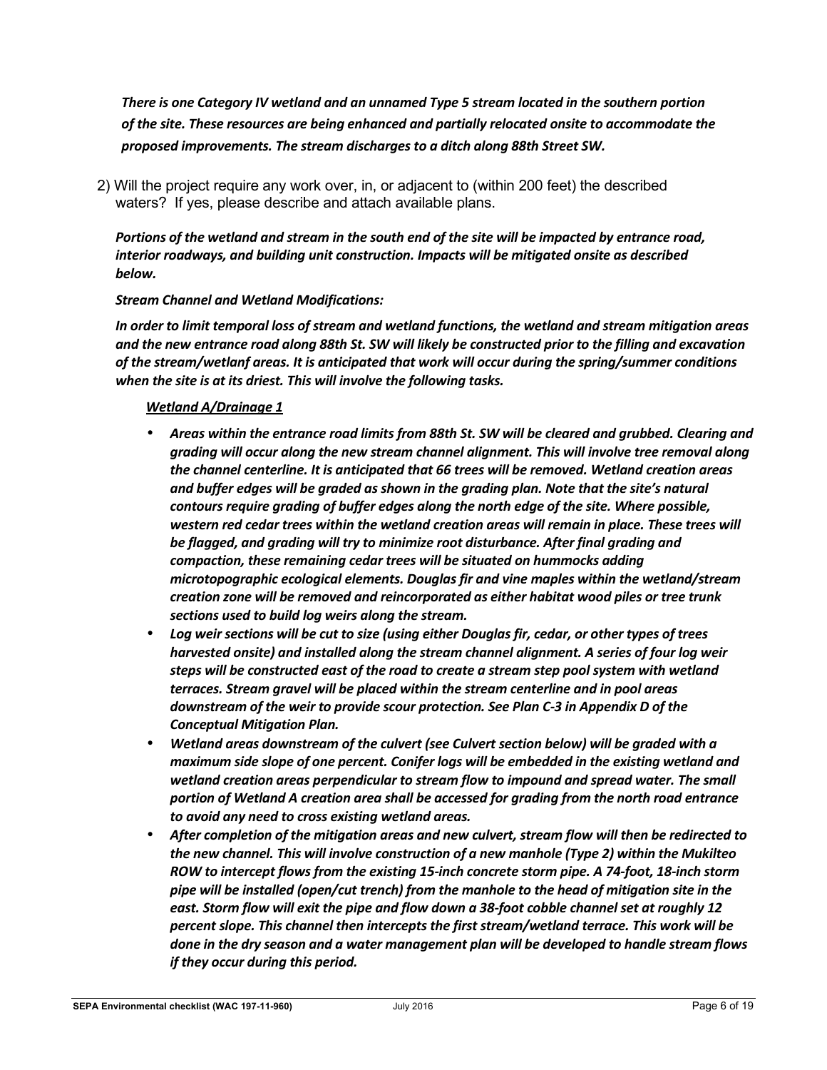***There is one Category IV wetland and an unnamed Type 5 stream located in the southern portion of the site. These resources are being enhanced and partially relocated onsite to accommodate the proposed improvements. The stream discharges to a ditch along 88th Street SW.***

2) Will the project require any work over, in, or adjacent to (within 200 feet) the described waters? If yes, please describe and attach available plans.

***Portions of the wetland and stream in the south end of the site will be impacted by entrance road, interior roadways, and building unit construction. Impacts will be mitigated onsite as described below.***

***Stream Channel and Wetland Modifications:***

***In order to limit temporal loss of stream and wetland functions, the wetland and stream mitigation areas and the new entrance road along 88th St. SW will likely be constructed prior to the filling and excavation of the stream/wetlanf areas. It is anticipated that work will occur during the spring/summer conditions when the site is at its driest. This will involve the following tasks.***

***<u>Wetland A/Drainage 1</u>***

- ***Areas within the entrance road limits from 88th St. SW will be cleared and grubbed. Clearing and grading will occur along the new stream channel alignment. This will involve tree removal along the channel centerline. It is anticipated that 66 trees will be removed. Wetland creation areas and buffer edges will be graded as shown in the grading plan. Note that the site's natural contours require grading of buffer edges along the north edge of the site. Where possible, western red cedar trees within the wetland creation areas will remain in place. These trees will be flagged, and grading will try to minimize root disturbance. After final grading and compaction, these remaining cedar trees will be situated on hummocks adding microtopographic ecological elements. Douglas fir and vine maples within the wetland/stream creation zone will be removed and reincorporated as either habitat wood piles or tree trunk sections used to build log weirs along the stream.***
- ***Log weir sections will be cut to size (using either Douglas fir, cedar, or other types of trees harvested onsite) and installed along the stream channel alignment. A series of four log weir steps will be constructed east of the road to create a stream step pool system with wetland terraces. Stream gravel will be placed within the stream centerline and in pool areas downstream of the weir to provide scour protection. See Plan C-3 in Appendix D of the Conceptual Mitigation Plan.***
- ***Wetland areas downstream of the culvert (see Culvert section below) will be graded with a maximum side slope of one percent. Conifer logs will be embedded in the existing wetland and wetland creation areas perpendicular to stream flow to impound and spread water. The small portion of Wetland A creation area shall be accessed for grading from the north road entrance to avoid any need to cross existing wetland areas.***
- ***After completion of the mitigation areas and new culvert, stream flow will then be redirected to the new channel. This will involve construction of a new manhole (Type 2) within the Mukilteo ROW to intercept flows from the existing 15-inch concrete storm pipe. A 74-foot, 18-inch storm pipe will be installed (open/cut trench) from the manhole to the head of mitigation site in the east. Storm flow will exit the pipe and flow down a 38-foot cobble channel set at roughly 12 percent slope. This channel then intercepts the first stream/wetland terrace. This work will be done in the dry season and a water management plan will be developed to handle stream flows if they occur during this period.***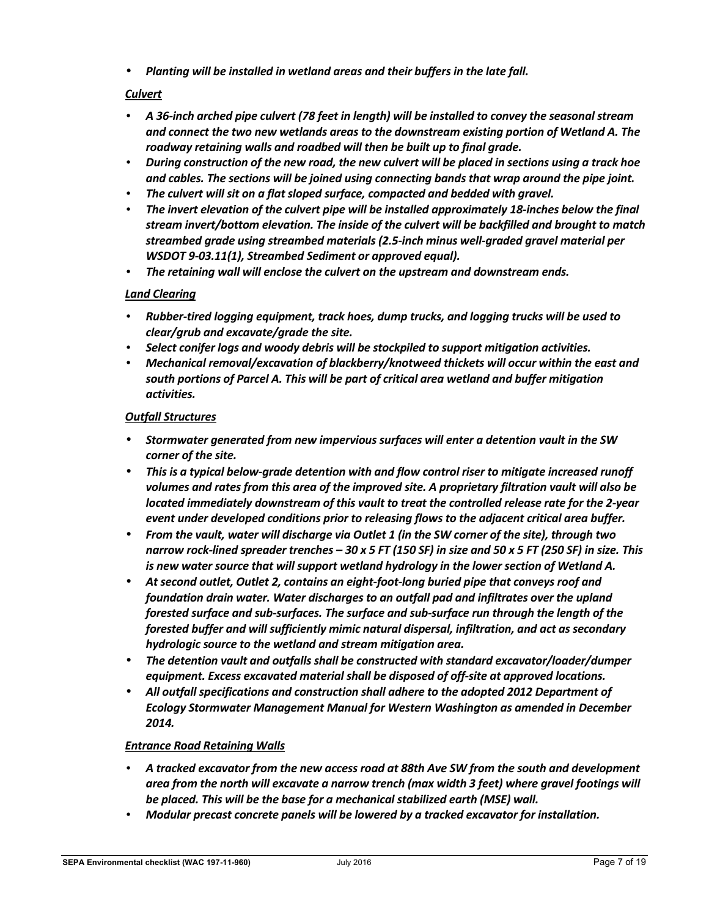- ***Planting will be installed in wetland areas and their buffers in the late fall.***

***Culvert***

- ***A 36-inch arched pipe culvert (78 feet in length) will be installed to convey the seasonal stream and connect the two new wetlands areas to the downstream existing portion of Wetland A. The roadway retaining walls and roadbed will then be built up to final grade.***
- ***During construction of the new road, the new culvert will be placed in sections using a track hoe and cables. The sections will be joined using connecting bands that wrap around the pipe joint.***
- ***The culvert will sit on a flat sloped surface, compacted and bedded with gravel.***
- ***The invert elevation of the culvert pipe will be installed approximately 18-inches below the final stream invert/bottom elevation. The inside of the culvert will be backfilled and brought to match streambed grade using streambed materials (2.5-inch minus well-graded gravel material per WSDOT 9-03.11(1), Streambed Sediment or approved equal).***
- ***The retaining wall will enclose the culvert on the upstream and downstream ends.***

***Land Clearing***

- ***Rubber-tired logging equipment, track hoes, dump trucks, and logging trucks will be used to clear/grub and excavate/grade the site.***
- ***Select conifer logs and woody debris will be stockpiled to support mitigation activities.***
- ***Mechanical removal/excavation of blackberry/knotweed thickets will occur within the east and south portions of Parcel A. This will be part of critical area wetland and buffer mitigation activities.***

***Outfall Structures***

- ***Stormwater generated from new impervious surfaces will enter a detention vault in the SW corner of the site.***
- ***This is a typical below-grade detention with and flow control riser to mitigate increased runoff volumes and rates from this area of the improved site. A proprietary filtration vault will also be located immediately downstream of this vault to treat the controlled release rate for the 2-year event under developed conditions prior to releasing flows to the adjacent critical area buffer.***
- ***From the vault, water will discharge via Outlet 1 (in the SW corner of the site), through two narrow rock-lined spreader trenches – 30 x 5 FT (150 SF) in size and 50 x 5 FT (250 SF) in size. This is new water source that will support wetland hydrology in the lower section of Wetland A.***
- ***At second outlet, Outlet 2, contains an eight-foot-long buried pipe that conveys roof and foundation drain water. Water discharges to an outfall pad and infiltrates over the upland forested surface and sub-surfaces. The surface and sub-surface run through the length of the forested buffer and will sufficiently mimic natural dispersal, infiltration, and act as secondary hydrologic source to the wetland and stream mitigation area.***
- ***The detention vault and outfalls shall be constructed with standard excavator/loader/dumper equipment. Excess excavated material shall be disposed of off-site at approved locations.***
- ***All outfall specifications and construction shall adhere to the adopted 2012 Department of Ecology Stormwater Management Manual for Western Washington as amended in December 2014.***

***Entrance Road Retaining Walls***

- ***A tracked excavator from the new access road at 88th Ave SW from the south and development area from the north will excavate a narrow trench (max width 3 feet) where gravel footings will be placed. This will be the base for a mechanical stabilized earth (MSE) wall.***
- ***Modular precast concrete panels will be lowered by a tracked excavator for installation.***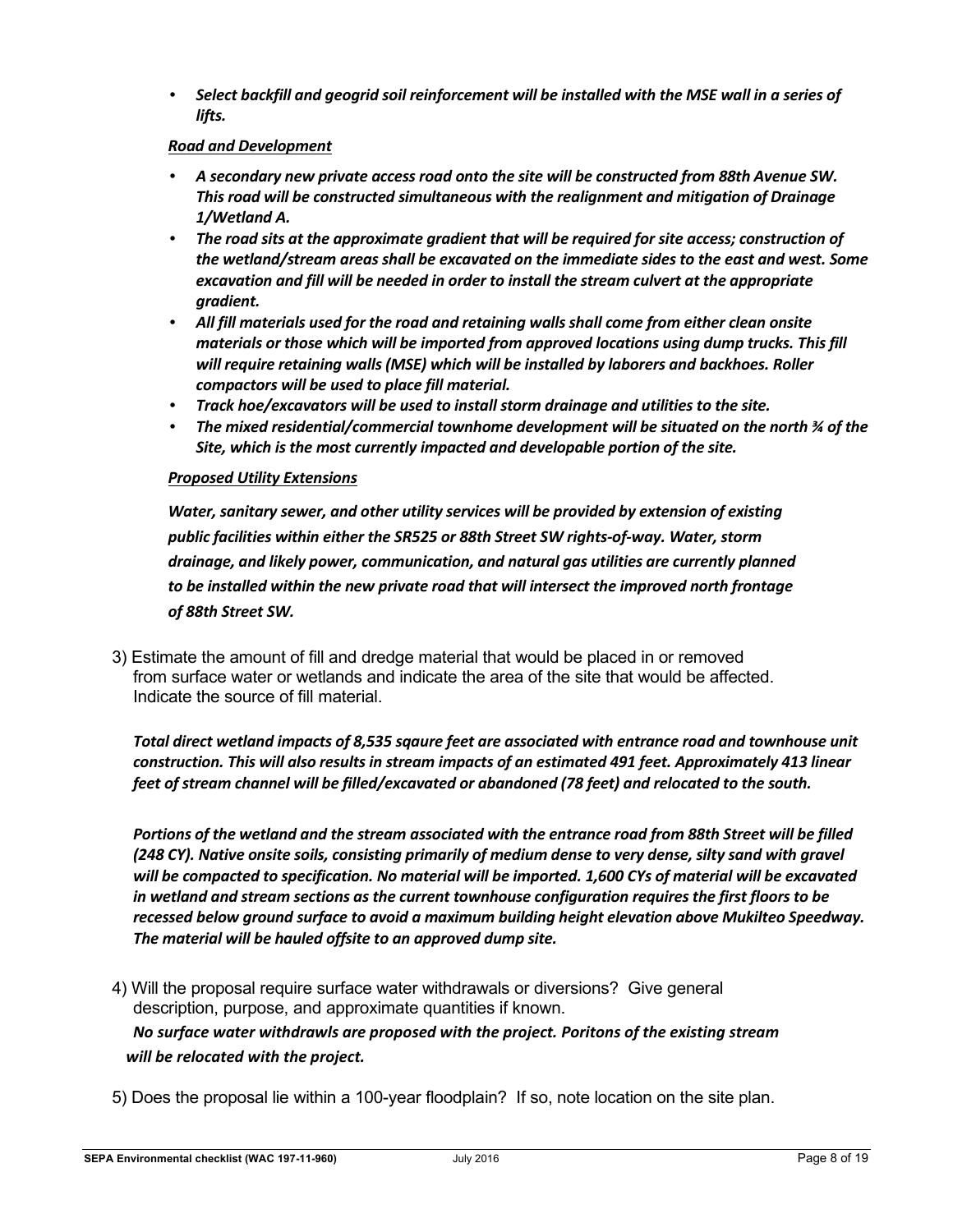- ***Select backfill and geogrid soil reinforcement will be installed with the MSE wall in a series of lifts.***

***<u>Road and Development</u>***

- ***A secondary new private access road onto the site will be constructed from 88th Avenue SW. This road will be constructed simultaneous with the realignment and mitigation of Drainage 1/Wetland A.***
- ***The road sits at the approximate gradient that will be required for site access; construction of the wetland/stream areas shall be excavated on the immediate sides to the east and west. Some excavation and fill will be needed in order to install the stream culvert at the appropriate gradient.***
- ***All fill materials used for the road and retaining walls shall come from either clean onsite materials or those which will be imported from approved locations using dump trucks. This fill will require retaining walls (MSE) which will be installed by laborers and backhoes. Roller compactors will be used to place fill material.***
- ***Track hoe/excavators will be used to install storm drainage and utilities to the site.***
- ***The mixed residential/commercial townhome development will be situated on the north ¾ of the Site, which is the most currently impacted and developable portion of the site.***

***<u>Proposed Utility Extensions</u>***

***Water, sanitary sewer, and other utility services will be provided by extension of existing public facilities within either the SR525 or 88th Street SW rights-of-way. Water, storm drainage, and likely power, communication, and natural gas utilities are currently planned to be installed within the new private road that will intersect the improved north frontage of 88th Street SW.***

3) Estimate the amount of fill and dredge material that would be placed in or removed from surface water or wetlands and indicate the area of the site that would be affected. Indicate the source of fill material.

***Total direct wetland impacts of 8,535 sqaure feet are associated with entrance road and townhouse unit construction. This will also results in stream impacts of an estimated 491 feet. Approximately 413 linear feet of stream channel will be filled/excavated or abandoned (78 feet) and relocated to the south.***

***Portions of the wetland and the stream associated with the entrance road from 88th Street will be filled (248 CY). Native onsite soils, consisting primarily of medium dense to very dense, silty sand with gravel will be compacted to specification. No material will be imported. 1,600 CYs of material will be excavated in wetland and stream sections as the current townhouse configuration requires the first floors to be recessed below ground surface to avoid a maximum building height elevation above Mukilteo Speedway. The material will be hauled offsite to an approved dump site.***

4) Will the proposal require surface water withdrawals or diversions? Give general description, purpose, and approximate quantities if known.

***No surface water withdrawls are proposed with the project. Poritons of the existing stream will be relocated with the project.***

5) Does the proposal lie within a 100-year floodplain? If so, note location on the site plan.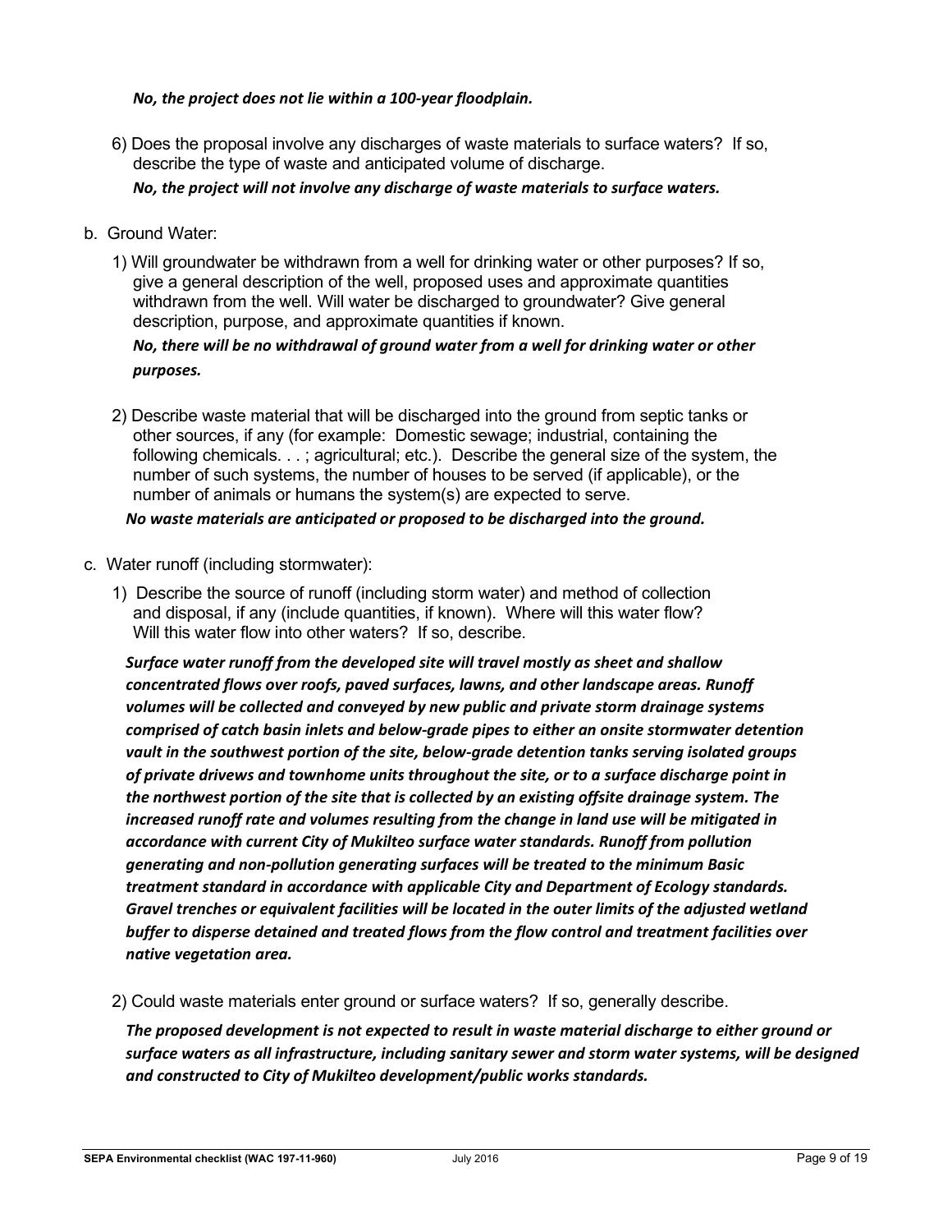*No, the project does not lie within a 100-year floodplain.*

6) Does the proposal involve any discharges of waste materials to surface waters? If so, describe the type of waste and anticipated volume of discharge.

*No, the project will not involve any discharge of waste materials to surface waters.*

b. Ground Water:

1) Will groundwater be withdrawn from a well for drinking water or other purposes? If so, give a general description of the well, proposed uses and approximate quantities withdrawn from the well. Will water be discharged to groundwater? Give general description, purpose, and approximate quantities if known.

*No, there will be no withdrawal of ground water from a well for drinking water or other purposes.*

2) Describe waste material that will be discharged into the ground from septic tanks or other sources, if any (for example: Domestic sewage; industrial, containing the following chemicals. . . ; agricultural; etc.). Describe the general size of the system, the number of such systems, the number of houses to be served (if applicable), or the number of animals or humans the system(s) are expected to serve.

*No waste materials are anticipated or proposed to be discharged into the ground.*

c. Water runoff (including stormwater):

1) Describe the source of runoff (including storm water) and method of collection and disposal, if any (include quantities, if known). Where will this water flow? Will this water flow into other waters? If so, describe.

*Surface water runoff from the developed site will travel mostly as sheet and shallow concentrated flows over roofs, paved surfaces, lawns, and other landscape areas. Runoff volumes will be collected and conveyed by new public and private storm drainage systems comprised of catch basin inlets and below-grade pipes to either an onsite stormwater detention vault in the southwest portion of the site, below-grade detention tanks serving isolated groups of private drivews and townhome units throughout the site, or to a surface discharge point in the northwest portion of the site that is collected by an existing offsite drainage system. The increased runoff rate and volumes resulting from the change in land use will be mitigated in accordance with current City of Mukilteo surface water standards. Runoff from pollution generating and non-pollution generating surfaces will be treated to the minimum Basic treatment standard in accordance with applicable City and Department of Ecology standards. Gravel trenches or equivalent facilities will be located in the outer limits of the adjusted wetland buffer to disperse detained and treated flows from the flow control and treatment facilities over native vegetation area.*

2) Could waste materials enter ground or surface waters? If so, generally describe.

*The proposed development is not expected to result in waste material discharge to either ground or surface waters as all infrastructure, including sanitary sewer and storm water systems, will be designed and constructed to City of Mukilteo development/public works standards.*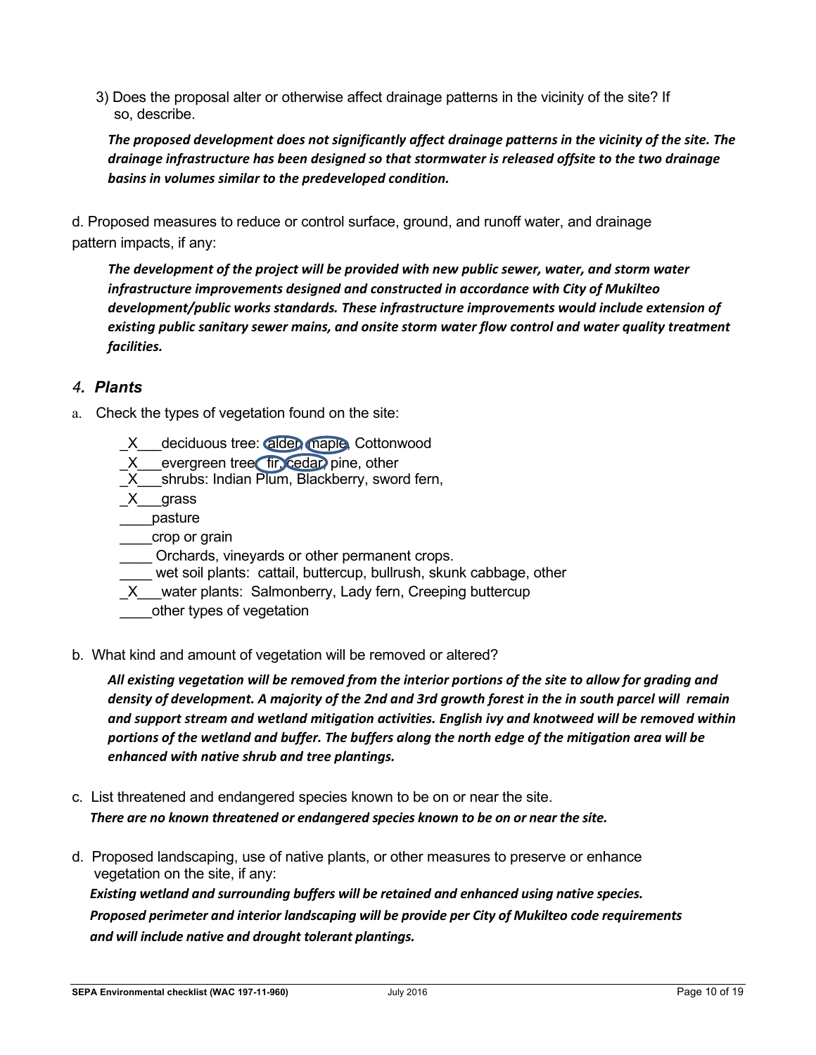3) Does the proposal alter or otherwise affect drainage patterns in the vicinity of the site? If so, describe.

***The proposed development does not significantly affect drainage patterns in the vicinity of the site. The drainage infrastructure has been designed so that stormwater is released offsite to the two drainage basins in volumes similar to the predeveloped condition.***

d. Proposed measures to reduce or control surface, ground, and runoff water, and drainage pattern impacts, if any:

***The development of the project will be provided with new public sewer, water, and storm water infrastructure improvements designed and constructed in accordance with City of Mukilteo development/public works standards. These infrastructure improvements would include extension of existing public sanitary sewer mains, and onsite storm water flow control and water quality treatment facilities.***

## *4. Plants*

a. Check the types of vegetation found on the site:

_X___deciduous tree: alder, maple, Cottonwood
_X___evergreen tree: fir, cedar, pine, other
_X___shrubs: Indian Plum, Blackberry, sword fern,
_X___grass
____pasture
____crop or grain
____ Orchards, vineyards or other permanent crops.
____ wet soil plants: cattail, buttercup, bullrush, skunk cabbage, other
_X___water plants: Salmonberry, Lady fern, Creeping buttercup
____other types of vegetation

b. What kind and amount of vegetation will be removed or altered?

***All existing vegetation will be removed from the interior portions of the site to allow for grading and density of development. A majority of the 2nd and 3rd growth forest in the in south parcel will remain and support stream and wetland mitigation activities. English ivy and knotweed will be removed within portions of the wetland and buffer. The buffers along the north edge of the mitigation area will be enhanced with native shrub and tree plantings.***

c. List threatened and endangered species known to be on or near the site.
***There are no known threatened or endangered species known to be on or near the site.***

d. Proposed landscaping, use of native plants, or other measures to preserve or enhance vegetation on the site, if any:
***Existing wetland and surrounding buffers will be retained and enhanced using native species. Proposed perimeter and interior landscaping will be provide per City of Mukilteo code requirements and will include native and drought tolerant plantings.***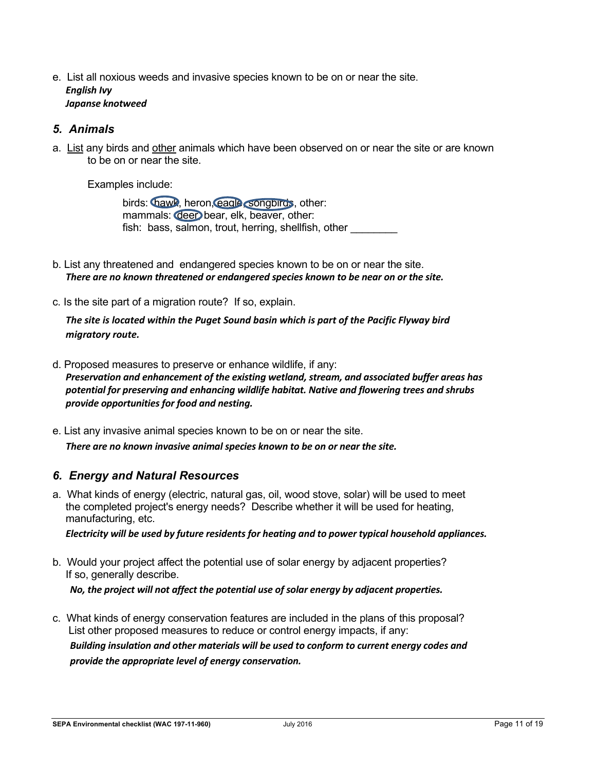e. List all noxious weeds and invasive species known to be on or near the site.

***English Ivy***
***Japanse knotweed***

### *5. Animals*

a. List any birds and other animals which have been observed on or near the site or are known to be on or near the site.

Examples include:

birds: hawk, heron, eagle, songbirds, other:
mammals: deer, bear, elk, beaver, other:
fish: bass, salmon, trout, herring, shellfish, other ________

b. List any threatened and endangered species known to be on or near the site.

***There are no known threatened or endangered species known to be near on or the site.***

c. Is the site part of a migration route? If so, explain.

***The site is located within the Puget Sound basin which is part of the Pacific Flyway bird migratory route.***

d. Proposed measures to preserve or enhance wildlife, if any:

***Preservation and enhancement of the existing wetland, stream, and associated buffer areas has potential for preserving and enhancing wildlife habitat. Native and flowering trees and shrubs provide opportunities for food and nesting.***

e. List any invasive animal species known to be on or near the site.

***There are no known invasive animal species known to be on or near the site.***

### *6. Energy and Natural Resources*

a. What kinds of energy (electric, natural gas, oil, wood stove, solar) will be used to meet the completed project's energy needs? Describe whether it will be used for heating, manufacturing, etc.

***Electricity will be used by future residents for heating and to power typical household appliances.***

b. Would your project affect the potential use of solar energy by adjacent properties? If so, generally describe.

***No, the project will not affect the potential use of solar energy by adjacent properties.***

c. What kinds of energy conservation features are included in the plans of this proposal? List other proposed measures to reduce or control energy impacts, if any:

***Building insulation and other materials will be used to conform to current energy codes and provide the appropriate level of energy conservation.***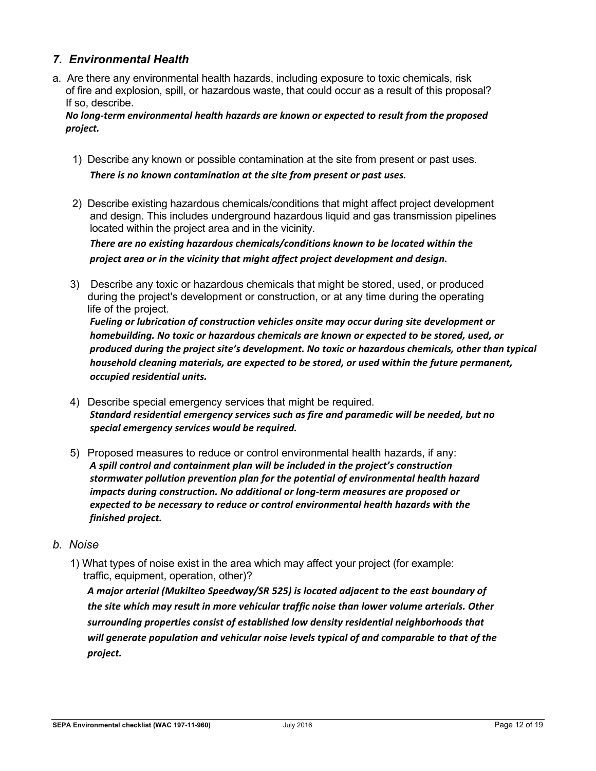## *7. Environmental Health*

a. Are there any environmental health hazards, including exposure to toxic chemicals, risk of fire and explosion, spill, or hazardous waste, that could occur as a result of this proposal? If so, describe.
***No long-term environmental health hazards are known or expected to result from the proposed project.***

1) Describe any known or possible contamination at the site from present or past uses.
***There is no known contamination at the site from present or past uses.***

2) Describe existing hazardous chemicals/conditions that might affect project development and design. This includes underground hazardous liquid and gas transmission pipelines located within the project area and in the vicinity.
***There are no existing hazardous chemicals/conditions known to be located within the project area or in the vicinity that might affect project development and design.***

3) Describe any toxic or hazardous chemicals that might be stored, used, or produced during the project's development or construction, or at any time during the operating life of the project.
***Fueling or lubrication of construction vehicles onsite may occur during site development or homebuilding. No toxic or hazardous chemicals are known or expected to be stored, used, or produced during the project site's development. No toxic or hazardous chemicals, other than typical household cleaning materials, are expected to be stored, or used within the future permanent, occupied residential units.***

4) Describe special emergency services that might be required.
***Standard residential emergency services such as fire and paramedic will be needed, but no special emergency services would be required.***

5) Proposed measures to reduce or control environmental health hazards, if any:
***A spill control and containment plan will be included in the project's construction stormwater pollution prevention plan for the potential of environmental health hazard impacts during construction. No additional or long-term measures are proposed or expected to be necessary to reduce or control environmental health hazards with the finished project.***

### *b. Noise*

1) What types of noise exist in the area which may affect your project (for example: traffic, equipment, operation, other)?
***A major arterial (Mukilteo Speedway/SR 525) is located adjacent to the east boundary of the site which may result in more vehicular traffic noise than lower volume arterials. Other surrounding properties consist of established low density residential neighborhoods that will generate population and vehicular noise levels typical of and comparable to that of the project.***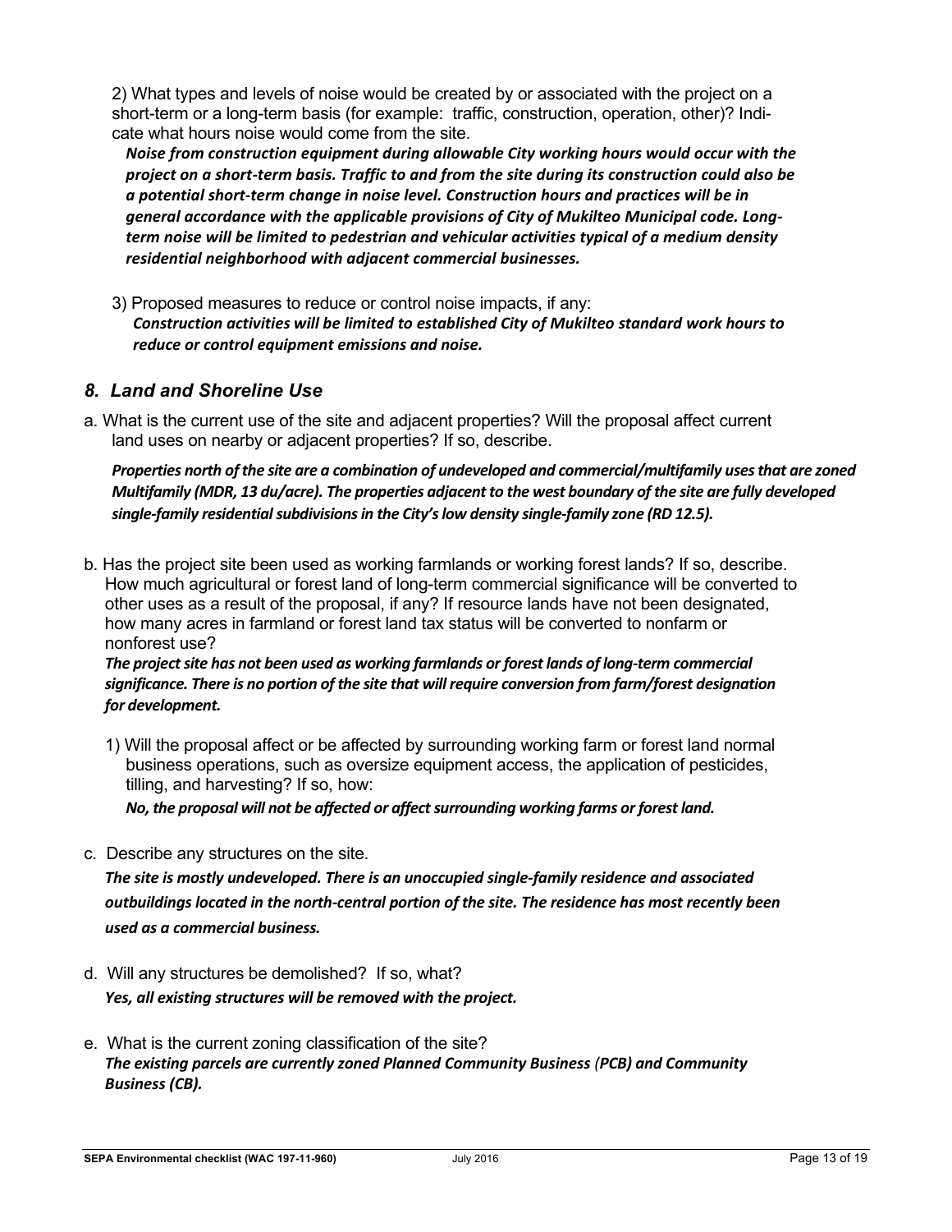2) What types and levels of noise would be created by or associated with the project on a short-term or a long-term basis (for example: traffic, construction, operation, other)? Indicate what hours noise would come from the site.

***Noise from construction equipment during allowable City working hours would occur with the project on a short-term basis. Traffic to and from the site during its construction could also be a potential short-term change in noise level. Construction hours and practices will be in general accordance with the applicable provisions of City of Mukilteo Municipal code. Long-term noise will be limited to pedestrian and vehicular activities typical of a medium density residential neighborhood with adjacent commercial businesses.***

3) Proposed measures to reduce or control noise impacts, if any:

***Construction activities will be limited to established City of Mukilteo standard work hours to reduce or control equipment emissions and noise.***

## *8. Land and Shoreline Use*

a. What is the current use of the site and adjacent properties? Will the proposal affect current land uses on nearby or adjacent properties? If so, describe.

***Properties north of the site are a combination of undeveloped and commercial/multifamily uses that are zoned Multifamily (MDR, 13 du/acre). The properties adjacent to the west boundary of the site are fully developed single-family residential subdivisions in the City's low density single-family zone (RD 12.5).***

b. Has the project site been used as working farmlands or working forest lands? If so, describe. How much agricultural or forest land of long-term commercial significance will be converted to other uses as a result of the proposal, if any? If resource lands have not been designated, how many acres in farmland or forest land tax status will be converted to nonfarm or nonforest use?

***The project site has not been used as working farmlands or forest lands of long-term commercial significance. There is no portion of the site that will require conversion from farm/forest designation for development.***

1) Will the proposal affect or be affected by surrounding working farm or forest land normal business operations, such as oversize equipment access, the application of pesticides, tilling, and harvesting? If so, how:

***No, the proposal will not be affected or affect surrounding working farms or forest land.***

c. Describe any structures on the site.

***The site is mostly undeveloped. There is an unoccupied single-family residence and associated outbuildings located in the north-central portion of the site. The residence has most recently been used as a commercial business.***

d. Will any structures be demolished? If so, what?

***Yes, all existing structures will be removed with the project.***

e. What is the current zoning classification of the site?

***The existing parcels are currently zoned Planned Community Business (PCB) and Community Business (CB).***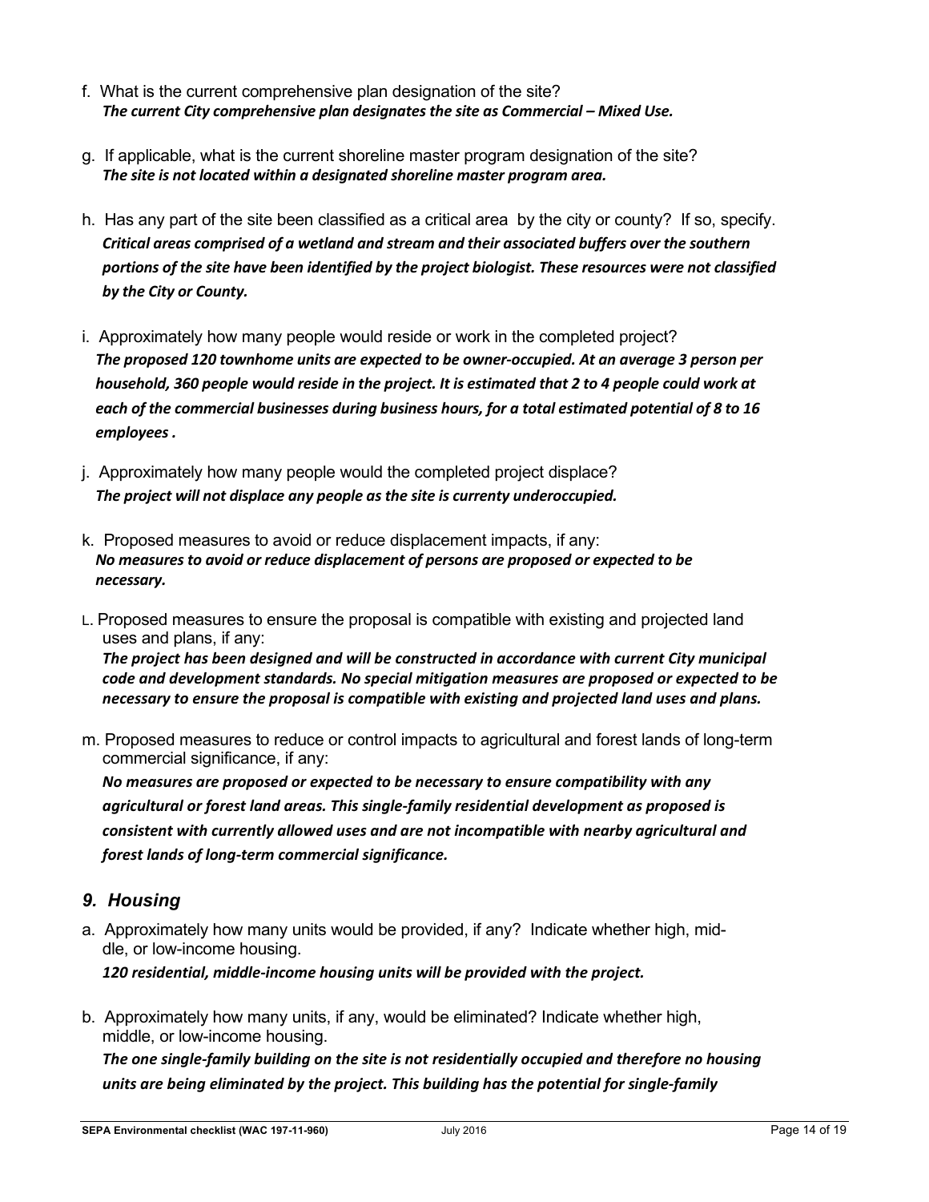f. What is the current comprehensive plan designation of the site?
*The current City comprehensive plan designates the site as Commercial – Mixed Use.*

g. If applicable, what is the current shoreline master program designation of the site?
*The site is not located within a designated shoreline master program area.*

h. Has any part of the site been classified as a critical area by the city or county? If so, specify.
*Critical areas comprised of a wetland and stream and their associated buffers over the southern portions of the site have been identified by the project biologist. These resources were not classified by the City or County.*

i. Approximately how many people would reside or work in the completed project?
*The proposed 120 townhome units are expected to be owner-occupied. At an average 3 person per household, 360 people would reside in the project. It is estimated that 2 to 4 people could work at each of the commercial businesses during business hours, for a total estimated potential of 8 to 16 employees .*

j. Approximately how many people would the completed project displace?
*The project will not displace any people as the site is currenty underoccupied.*

k. Proposed measures to avoid or reduce displacement impacts, if any:
*No measures to avoid or reduce displacement of persons are proposed or expected to be necessary.*

L. Proposed measures to ensure the proposal is compatible with existing and projected land uses and plans, if any:
*The project has been designed and will be constructed in accordance with current City municipal code and development standards. No special mitigation measures are proposed or expected to be necessary to ensure the proposal is compatible with existing and projected land uses and plans.*

m. Proposed measures to reduce or control impacts to agricultural and forest lands of long-term commercial significance, if any:
*No measures are proposed or expected to be necessary to ensure compatibility with any agricultural or forest land areas. This single-family residential development as proposed is consistent with currently allowed uses and are not incompatible with nearby agricultural and forest lands of long-term commercial significance.*

## *9. Housing*

a. Approximately how many units would be provided, if any? Indicate whether high, middle, or low-income housing.
*120 residential, middle-income housing units will be provided with the project.*

b. Approximately how many units, if any, would be eliminated? Indicate whether high, middle, or low-income housing.
*The one single-family building on the site is not residentially occupied and therefore no housing units are being eliminated by the project. This building has the potential for single-family*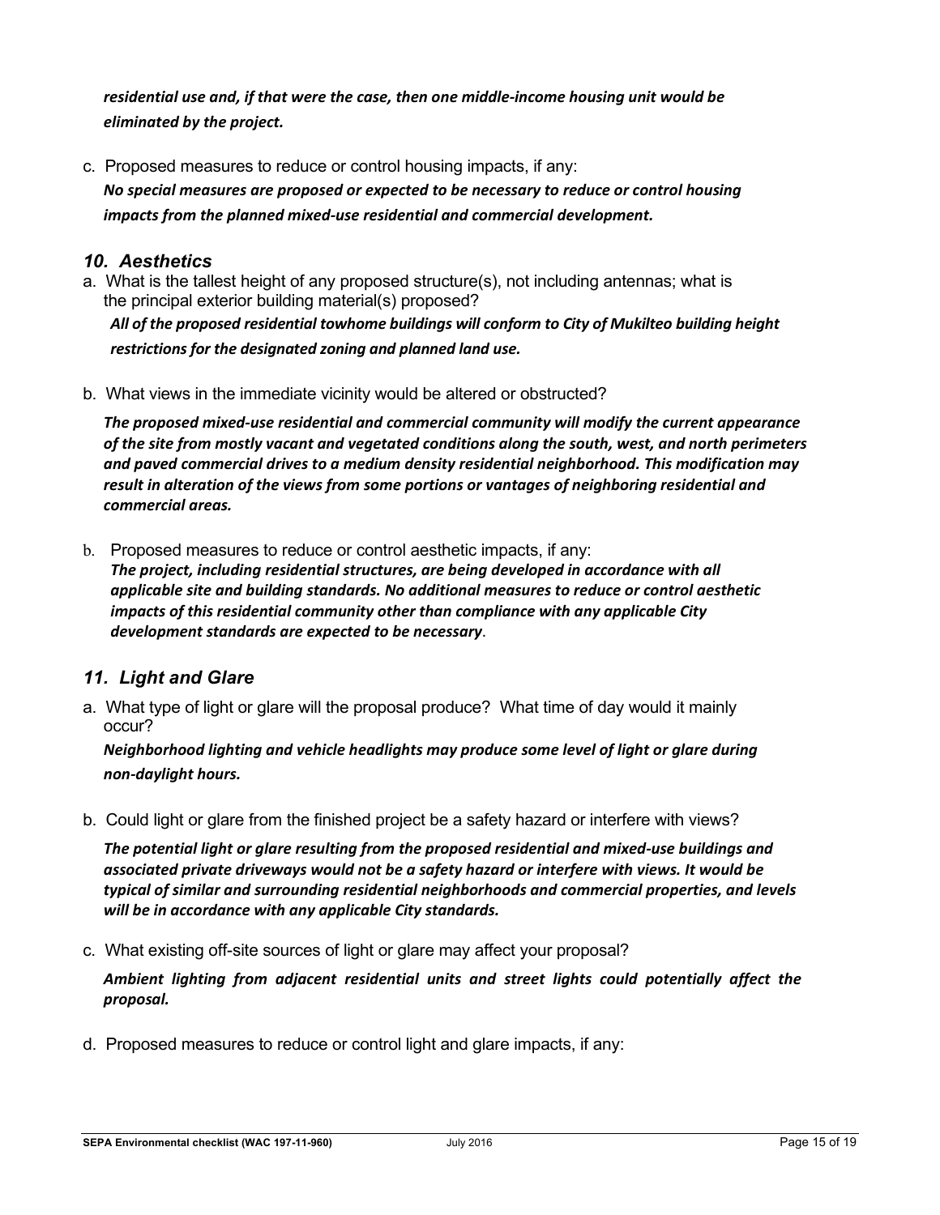***residential use and, if that were the case, then one middle-income housing unit would be eliminated by the project.***

c. Proposed measures to reduce or control housing impacts, if any:
***No special measures are proposed or expected to be necessary to reduce or control housing impacts from the planned mixed-use residential and commercial development.***

## *10. Aesthetics*

a. What is the tallest height of any proposed structure(s), not including antennas; what is the principal exterior building material(s) proposed?
***All of the proposed residential towhome buildings will conform to City of Mukilteo building height restrictions for the designated zoning and planned land use.***

b. What views in the immediate vicinity would be altered or obstructed?

***The proposed mixed-use residential and commercial community will modify the current appearance of the site from mostly vacant and vegetated conditions along the south, west, and north perimeters and paved commercial drives to a medium density residential neighborhood. This modification may result in alteration of the views from some portions or vantages of neighboring residential and commercial areas.***

b. Proposed measures to reduce or control aesthetic impacts, if any:
***The project, including residential structures, are being developed in accordance with all applicable site and building standards. No additional measures to reduce or control aesthetic impacts of this residential community other than compliance with any applicable City development standards are expected to be necessary***.

## *11. Light and Glare*

a. What type of light or glare will the proposal produce? What time of day would it mainly occur?
***Neighborhood lighting and vehicle headlights may produce some level of light or glare during non-daylight hours.***

b. Could light or glare from the finished project be a safety hazard or interfere with views?

***The potential light or glare resulting from the proposed residential and mixed-use buildings and associated private driveways would not be a safety hazard or interfere with views. It would be typical of similar and surrounding residential neighborhoods and commercial properties, and levels will be in accordance with any applicable City standards.***

c. What existing off-site sources of light or glare may affect your proposal?

***Ambient lighting from adjacent residential units and street lights could potentially affect the proposal.***

d. Proposed measures to reduce or control light and glare impacts, if any: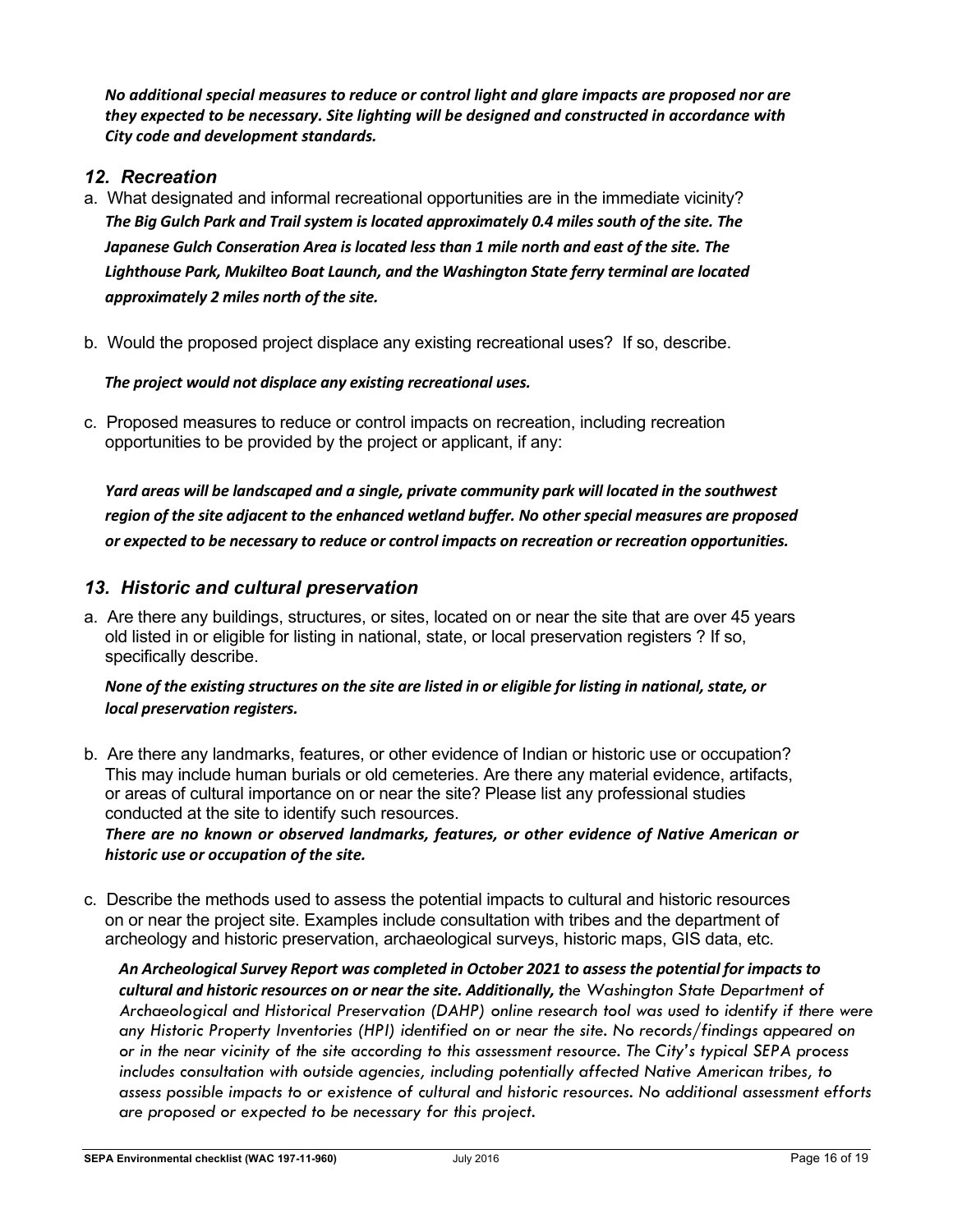***No additional special measures to reduce or control light and glare impacts are proposed nor are they expected to be necessary. Site lighting will be designed and constructed in accordance with City code and development standards.***

## *12. Recreation*

a. What designated and informal recreational opportunities are in the immediate vicinity?
   ***The Big Gulch Park and Trail system is located approximately 0.4 miles south of the site. The Japanese Gulch Conseration Area is located less than 1 mile north and east of the site. The Lighthouse Park, Mukilteo Boat Launch, and the Washington State ferry terminal are located approximately 2 miles north of the site.***

b. Would the proposed project displace any existing recreational uses? If so, describe.

   ***The project would not displace any existing recreational uses.***

c. Proposed measures to reduce or control impacts on recreation, including recreation opportunities to be provided by the project or applicant, if any:

   ***Yard areas will be landscaped and a single, private community park will located in the southwest region of the site adjacent to the enhanced wetland buffer. No other special measures are proposed or expected to be necessary to reduce or control impacts on recreation or recreation opportunities.***

## *13. Historic and cultural preservation*

a. Are there any buildings, structures, or sites, located on or near the site that are over 45 years old listed in or eligible for listing in national, state, or local preservation registers ? If so, specifically describe.

   ***None of the existing structures on the site are listed in or eligible for listing in national, state, or local preservation registers.***

b. Are there any landmarks, features, or other evidence of Indian or historic use or occupation? This may include human burials or old cemeteries. Are there any material evidence, artifacts, or areas of cultural importance on or near the site? Please list any professional studies conducted at the site to identify such resources.
   ***There are no known or observed landmarks, features, or other evidence of Native American or historic use or occupation of the site.***

c. Describe the methods used to assess the potential impacts to cultural and historic resources on or near the project site. Examples include consultation with tribes and the department of archeology and historic preservation, archaeological surveys, historic maps, GIS data, etc.

   ***An Archeological Survey Report was completed in October 2021 to assess the potential for impacts to cultural and historic resources on or near the site. Additionally, t****he Washington State Department of Archaeological and Historical Preservation (DAHP) online research tool was used to identify if there were any Historic Property Inventories (HPI) identified on or near the site. No records/findings appeared on or in the near vicinity of the site according to this assessment resource. The City's typical SEPA process includes consultation with outside agencies, including potentially affected Native American tribes, to assess possible impacts to or existence of cultural and historic resources. No additional assessment efforts are proposed or expected to be necessary for this project.*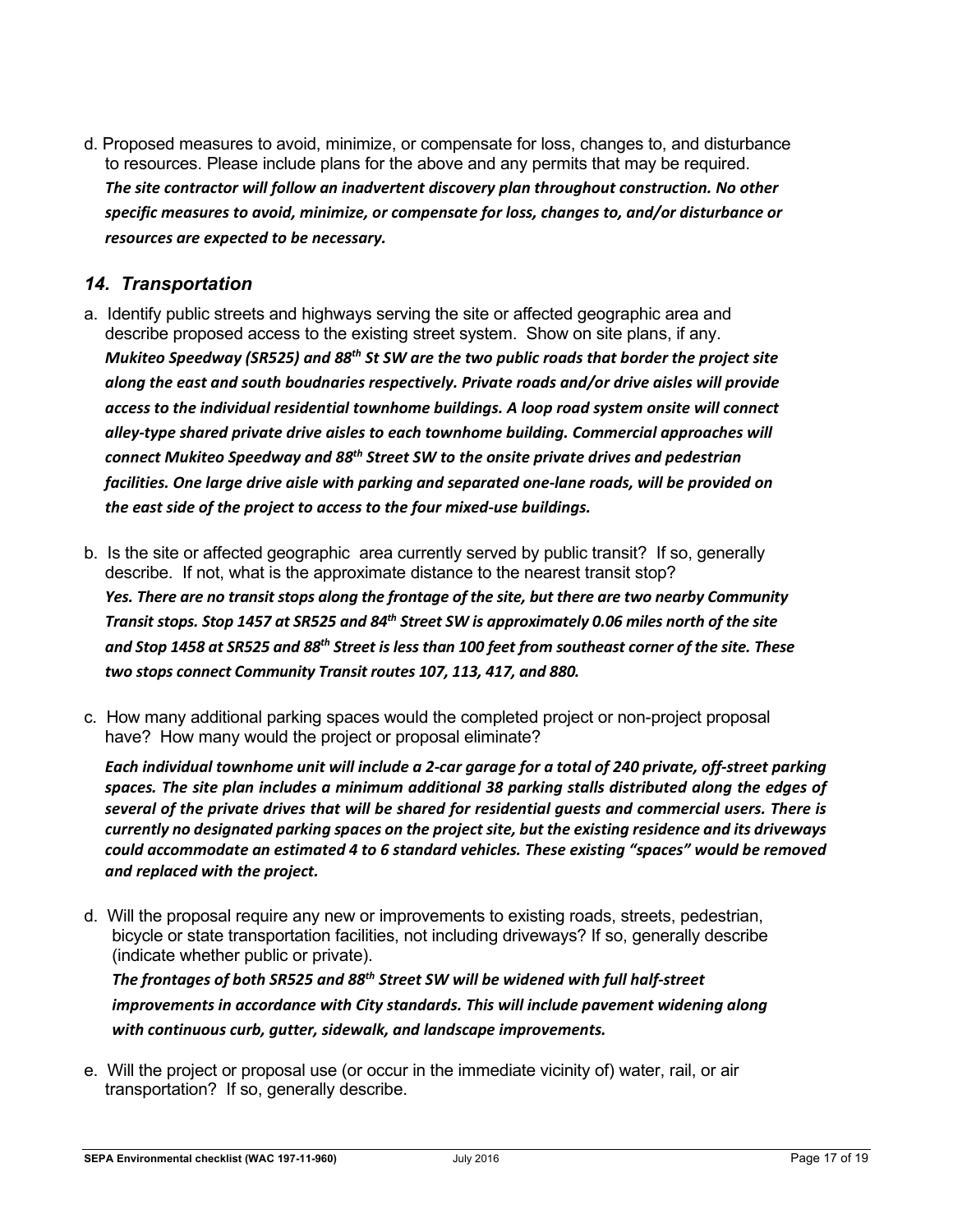d. Proposed measures to avoid, minimize, or compensate for loss, changes to, and disturbance to resources. Please include plans for the above and any permits that may be required.

***The site contractor will follow an inadvertent discovery plan throughout construction. No other specific measures to avoid, minimize, or compensate for loss, changes to, and/or disturbance or resources are expected to be necessary.***

## *14. Transportation*

a. Identify public streets and highways serving the site or affected geographic area and describe proposed access to the existing street system. Show on site plans, if any.

***Mukiteo Speedway (SR525) and 88th St SW are the two public roads that border the project site along the east and south boudnaries respectively. Private roads and/or drive aisles will provide access to the individual residential townhome buildings. A loop road system onsite will connect alley-type shared private drive aisles to each townhome building. Commercial approaches will connect Mukiteo Speedway and 88th Street SW to the onsite private drives and pedestrian facilities. One large drive aisle with parking and separated one-lane roads, will be provided on the east side of the project to access to the four mixed-use buildings.***

b. Is the site or affected geographic area currently served by public transit? If so, generally describe. If not, what is the approximate distance to the nearest transit stop?

***Yes. There are no transit stops along the frontage of the site, but there are two nearby Community Transit stops. Stop 1457 at SR525 and 84th Street SW is approximately 0.06 miles north of the site and Stop 1458 at SR525 and 88th Street is less than 100 feet from southeast corner of the site. These two stops connect Community Transit routes 107, 113, 417, and 880.***

c. How many additional parking spaces would the completed project or non-project proposal have? How many would the project or proposal eliminate?

***Each individual townhome unit will include a 2-car garage for a total of 240 private, off-street parking spaces. The site plan includes a minimum additional 38 parking stalls distributed along the edges of several of the private drives that will be shared for residential guests and commercial users. There is currently no designated parking spaces on the project site, but the existing residence and its driveways could accommodate an estimated 4 to 6 standard vehicles. These existing "spaces" would be removed and replaced with the project.***

d. Will the proposal require any new or improvements to existing roads, streets, pedestrian, bicycle or state transportation facilities, not including driveways? If so, generally describe (indicate whether public or private).

***The frontages of both SR525 and 88th Street SW will be widened with full half-street improvements in accordance with City standards. This will include pavement widening along with continuous curb, gutter, sidewalk, and landscape improvements.***

e. Will the project or proposal use (or occur in the immediate vicinity of) water, rail, or air transportation? If so, generally describe.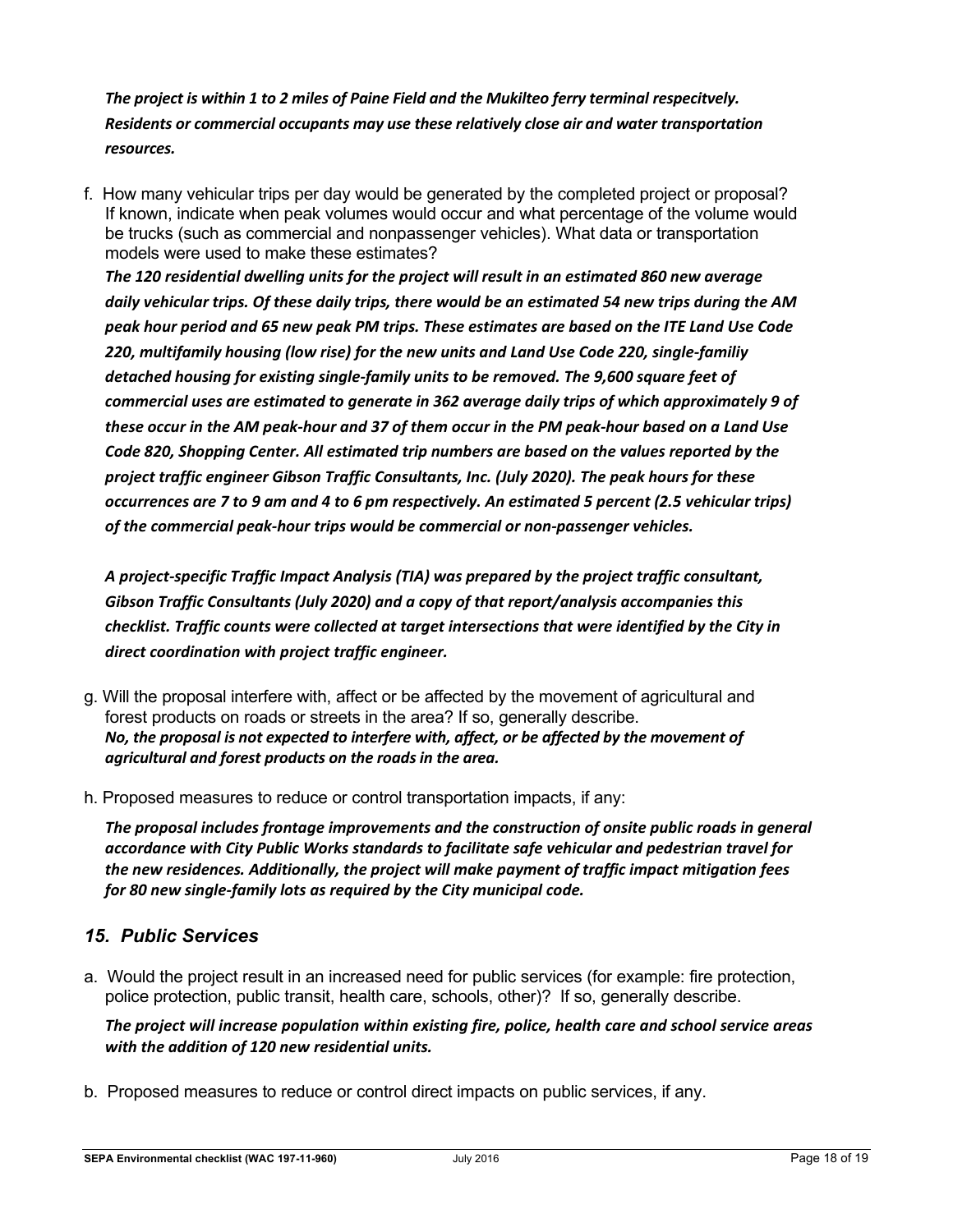***The project is within 1 to 2 miles of Paine Field and the Mukilteo ferry terminal respecitvely. Residents or commercial occupants may use these relatively close air and water transportation resources.***

f. How many vehicular trips per day would be generated by the completed project or proposal? If known, indicate when peak volumes would occur and what percentage of the volume would be trucks (such as commercial and nonpassenger vehicles). What data or transportation models were used to make these estimates?

***The 120 residential dwelling units for the project will result in an estimated 860 new average daily vehicular trips. Of these daily trips, there would be an estimated 54 new trips during the AM peak hour period and 65 new peak PM trips. These estimates are based on the ITE Land Use Code 220, multifamily housing (low rise) for the new units and Land Use Code 220, single-familiy detached housing for existing single-family units to be removed. The 9,600 square feet of commercial uses are estimated to generate in 362 average daily trips of which approximately 9 of these occur in the AM peak-hour and 37 of them occur in the PM peak-hour based on a Land Use Code 820, Shopping Center. All estimated trip numbers are based on the values reported by the project traffic engineer Gibson Traffic Consultants, Inc. (July 2020). The peak hours for these occurrences are 7 to 9 am and 4 to 6 pm respectively. An estimated 5 percent (2.5 vehicular trips) of the commercial peak-hour trips would be commercial or non-passenger vehicles.***

***A project-specific Traffic Impact Analysis (TIA) was prepared by the project traffic consultant, Gibson Traffic Consultants (July 2020) and a copy of that report/analysis accompanies this checklist. Traffic counts were collected at target intersections that were identified by the City in direct coordination with project traffic engineer.***

g. Will the proposal interfere with, affect or be affected by the movement of agricultural and forest products on roads or streets in the area? If so, generally describe.
***No, the proposal is not expected to interfere with, affect, or be affected by the movement of agricultural and forest products on the roads in the area.***

h. Proposed measures to reduce or control transportation impacts, if any:

***The proposal includes frontage improvements and the construction of onsite public roads in general accordance with City Public Works standards to facilitate safe vehicular and pedestrian travel for the new residences. Additionally, the project will make payment of traffic impact mitigation fees for 80 new single-family lots as required by the City municipal code.***

## *15. Public Services*

a. Would the project result in an increased need for public services (for example: fire protection, police protection, public transit, health care, schools, other)? If so, generally describe.

***The project will increase population within existing fire, police, health care and school service areas with the addition of 120 new residential units.***

b. Proposed measures to reduce or control direct impacts on public services, if any.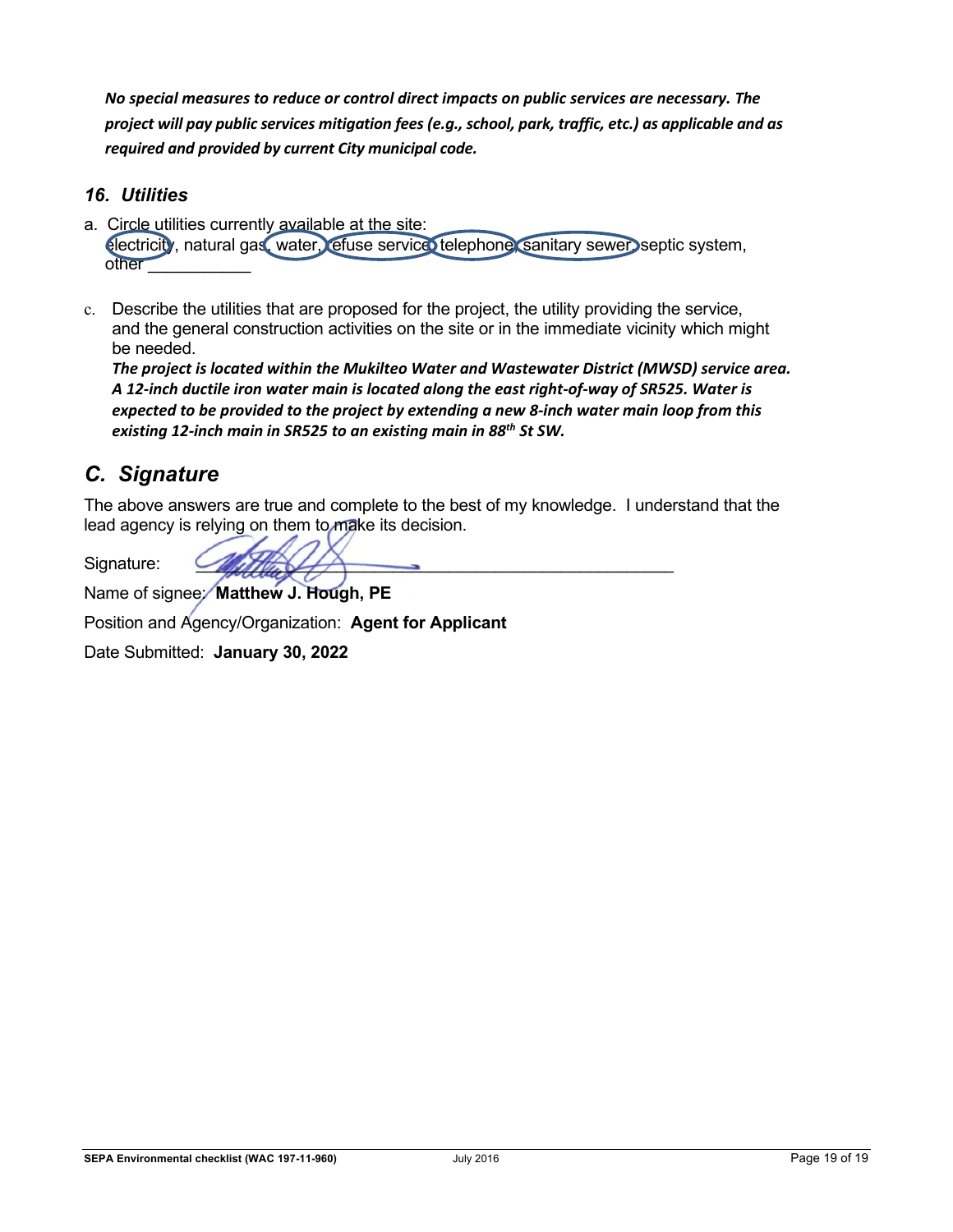*No special measures to reduce or control direct impacts on public services are necessary. The project will pay public services mitigation fees (e.g., school, park, traffic, etc.) as applicable and as required and provided by current City municipal code.*

### *16. Utilities*

a. Circle utilities currently available at the site:
electricity, natural gas, water, refuse service, telephone, sanitary sewer, septic system, other ___________

c. Describe the utilities that are proposed for the project, the utility providing the service, and the general construction activities on the site or in the immediate vicinity which might be needed.
***The project is located within the Mukilteo Water and Wastewater District (MWSD) service area. A 12-inch ductile iron water main is located along the east right-of-way of SR525. Water is expected to be provided to the project by extending a new 8-inch water main loop from this existing 12-inch main in SR525 to an existing main in 88th St SW.***

## *C. Signature*

The above answers are true and complete to the best of my knowledge. I understand that the lead agency is relying on them to make its decision.

Signature: ______________________________________________

Name of signee: **Matthew J. Hough, PE**

Position and Agency/Organization: **Agent for Applicant**

Date Submitted: **January 30, 2022**